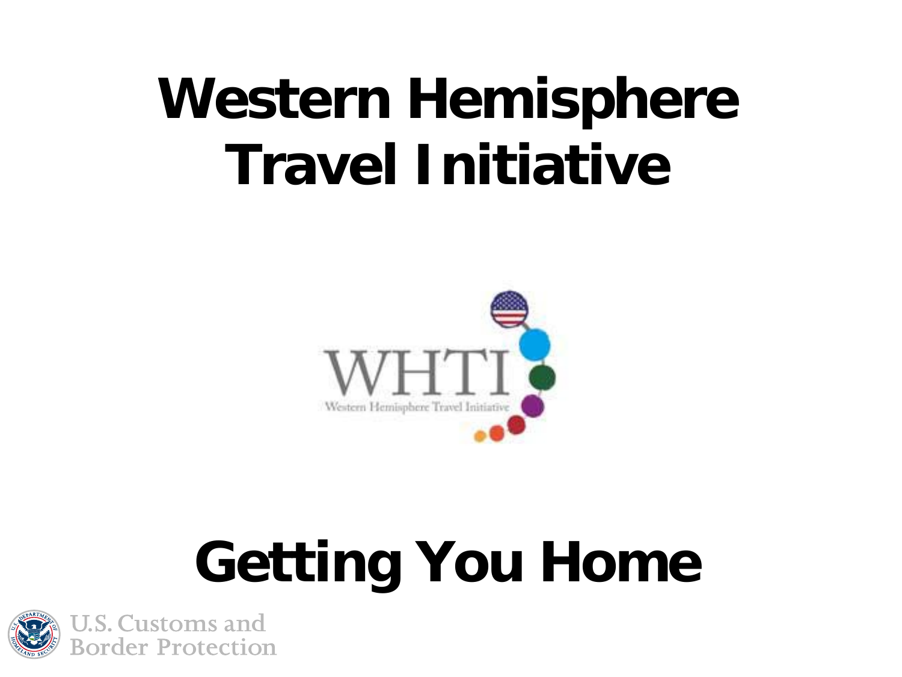# Western Hemisphere Travel Initiative

# Getting You Home

U.S. Customs and Border Protection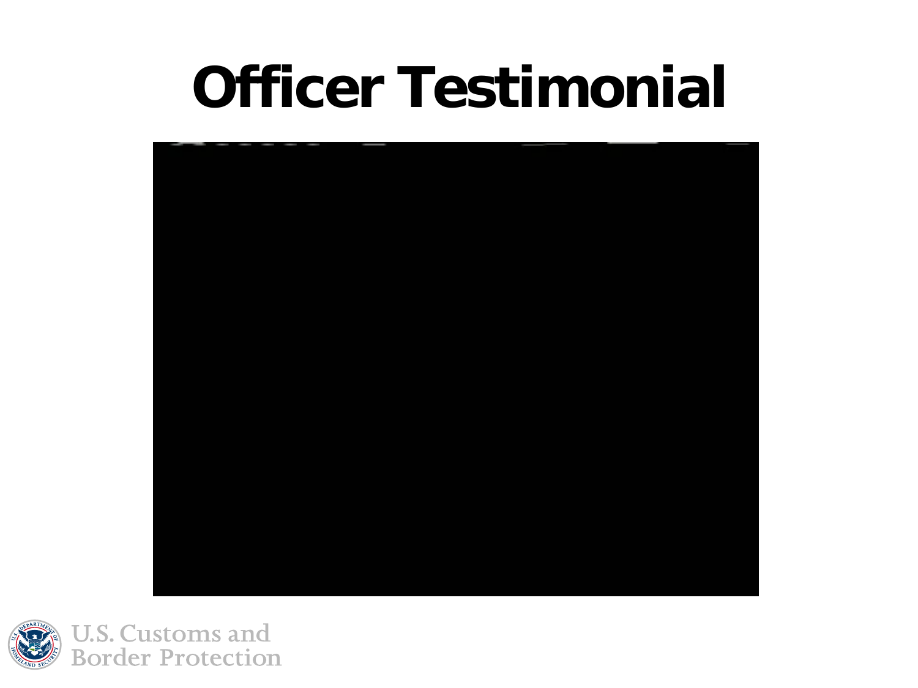# Officer Testimonial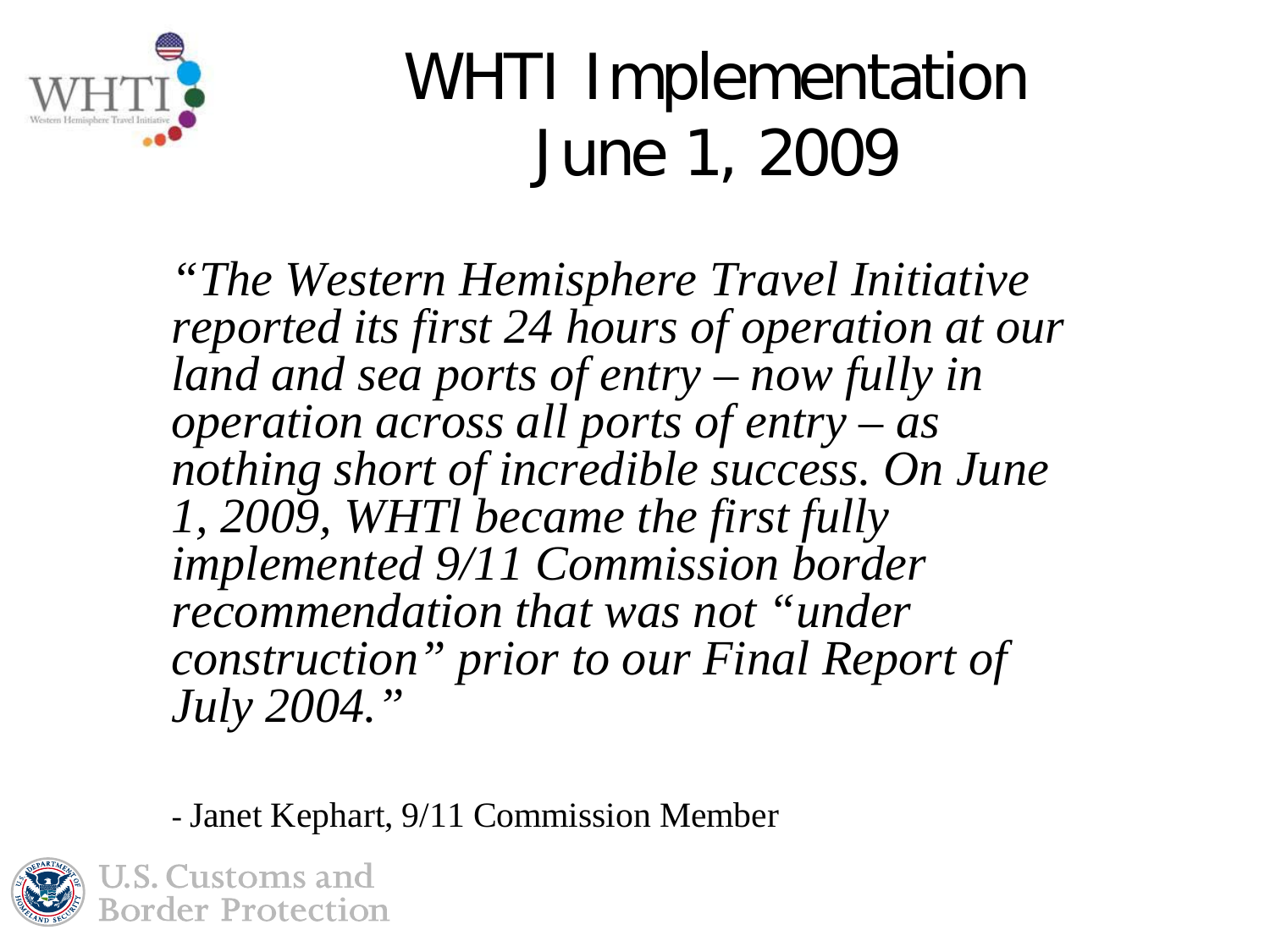# WHTI Implementation June 1, 2009

*"The Western Hemisphere Travel Initiative reported its first 24 hours of operation at our land and sea ports of entry – now fully in operation across all ports of entry – as nothing short of incredible success. On June 1, 2009, WHTI became the first fully implemented 9/11 Commission border recommendation that was not "under construction" prior to our Final Report of July 2004."*

- Janet Kephart, 9/11 Commission Member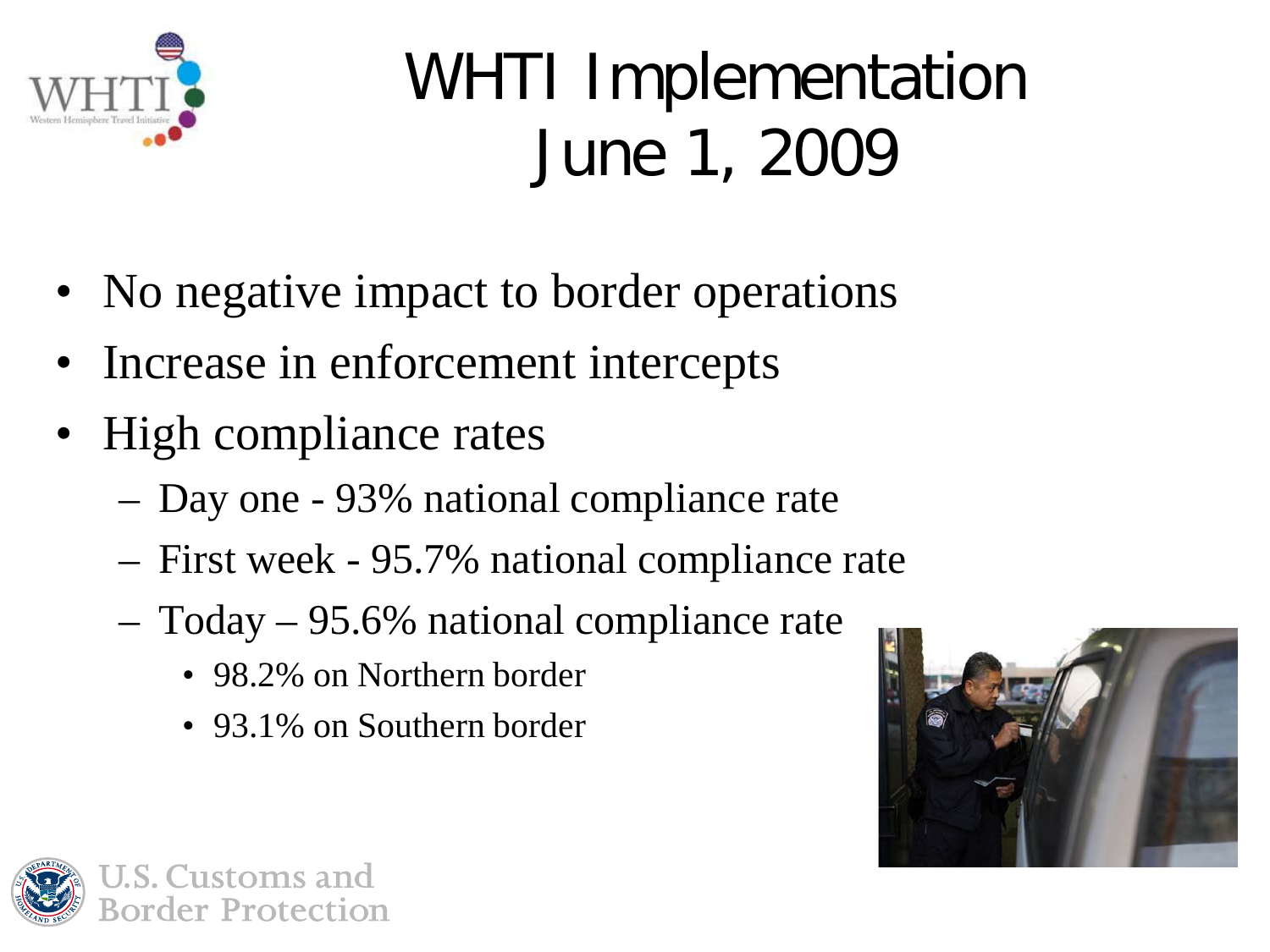# WHTI Implementation June 1, 2009

- No negative impact to border operations
- Increase in enforcement intercepts
- High compliance rates
  - Day one - 93% national compliance rate
  - First week - 95.7% national compliance rate
  - Today – 95.6% national compliance rate
    - 98.2% on Northern border
    - 93.1% on Southern border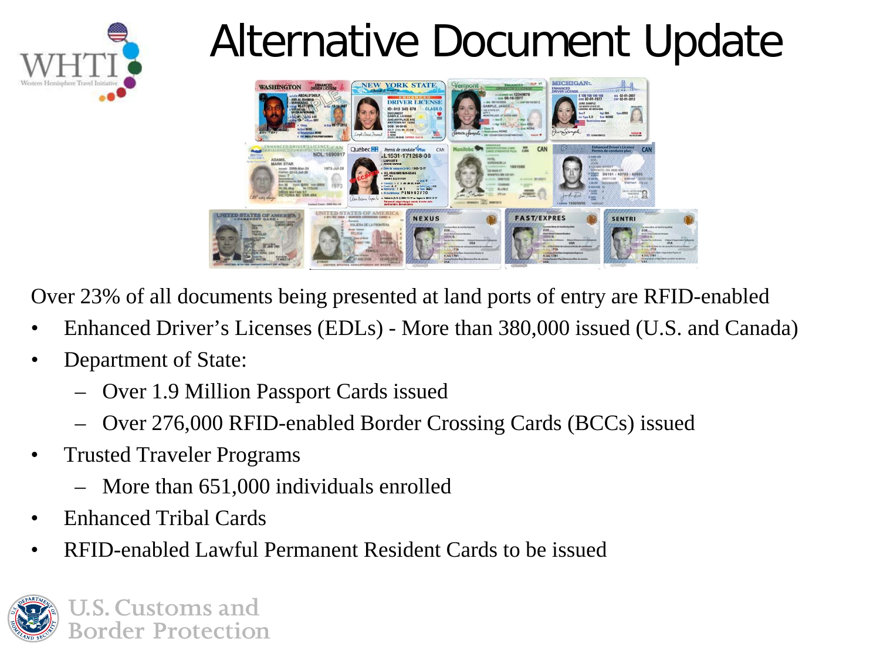# Alternative Document Update

Over 23% of all documents being presented at land ports of entry are RFID-enabled

- Enhanced Driver's Licenses (EDLs) - More than 380,000 issued (U.S. and Canada)
- Department of State:
  - Over 1.9 Million Passport Cards issued
  - Over 276,000 RFID-enabled Border Crossing Cards (BCCs) issued
- Trusted Traveler Programs
  - More than 651,000 individuals enrolled
- Enhanced Tribal Cards
- RFID-enabled Lawful Permanent Resident Cards to be issued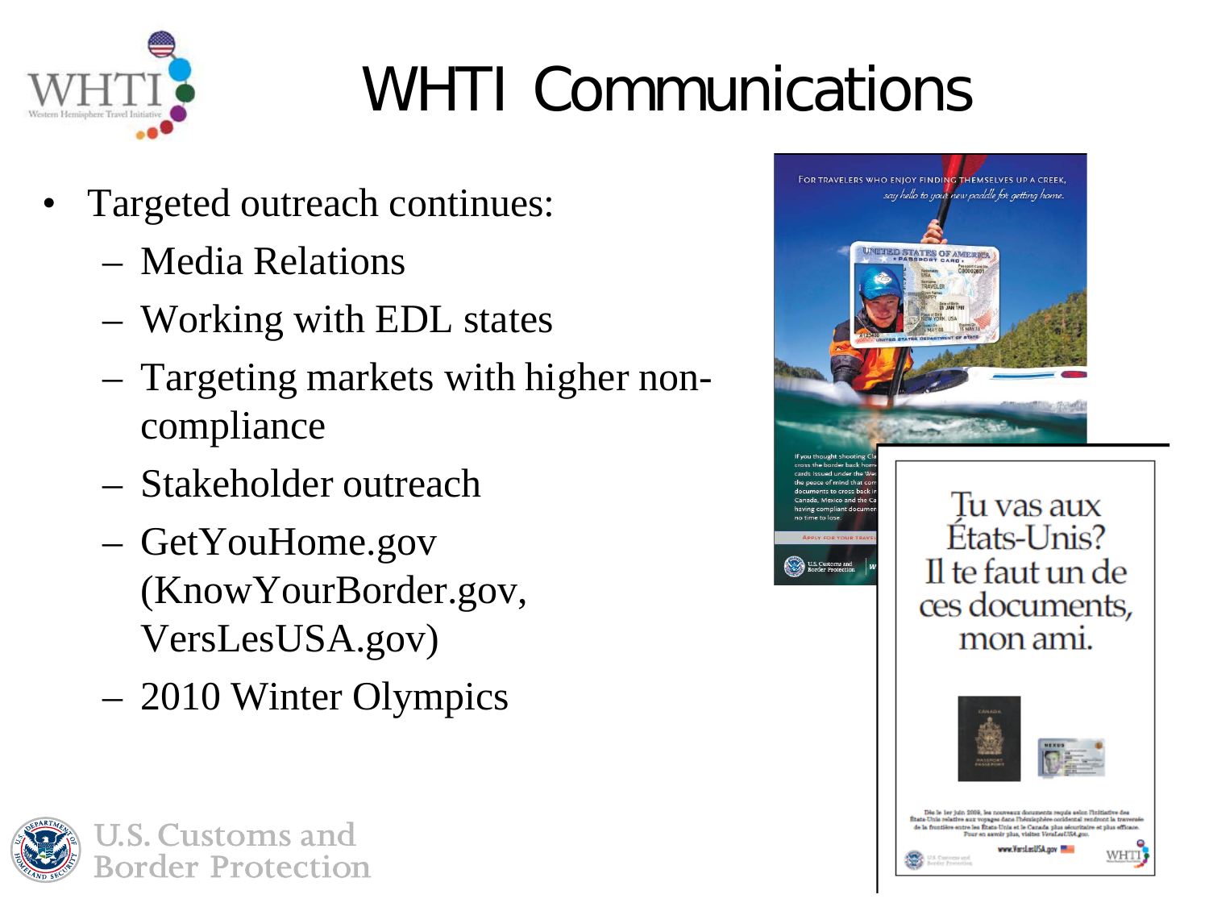# WHTI Communications

- Targeted outreach continues:
  - Media Relations
  - Working with EDL states
  - Targeting markets with higher non-compliance
  - Stakeholder outreach
  - GetYouHome.gov (KnowYourBorder.gov, VersLesUSA.gov)
  - 2010 Winter Olympics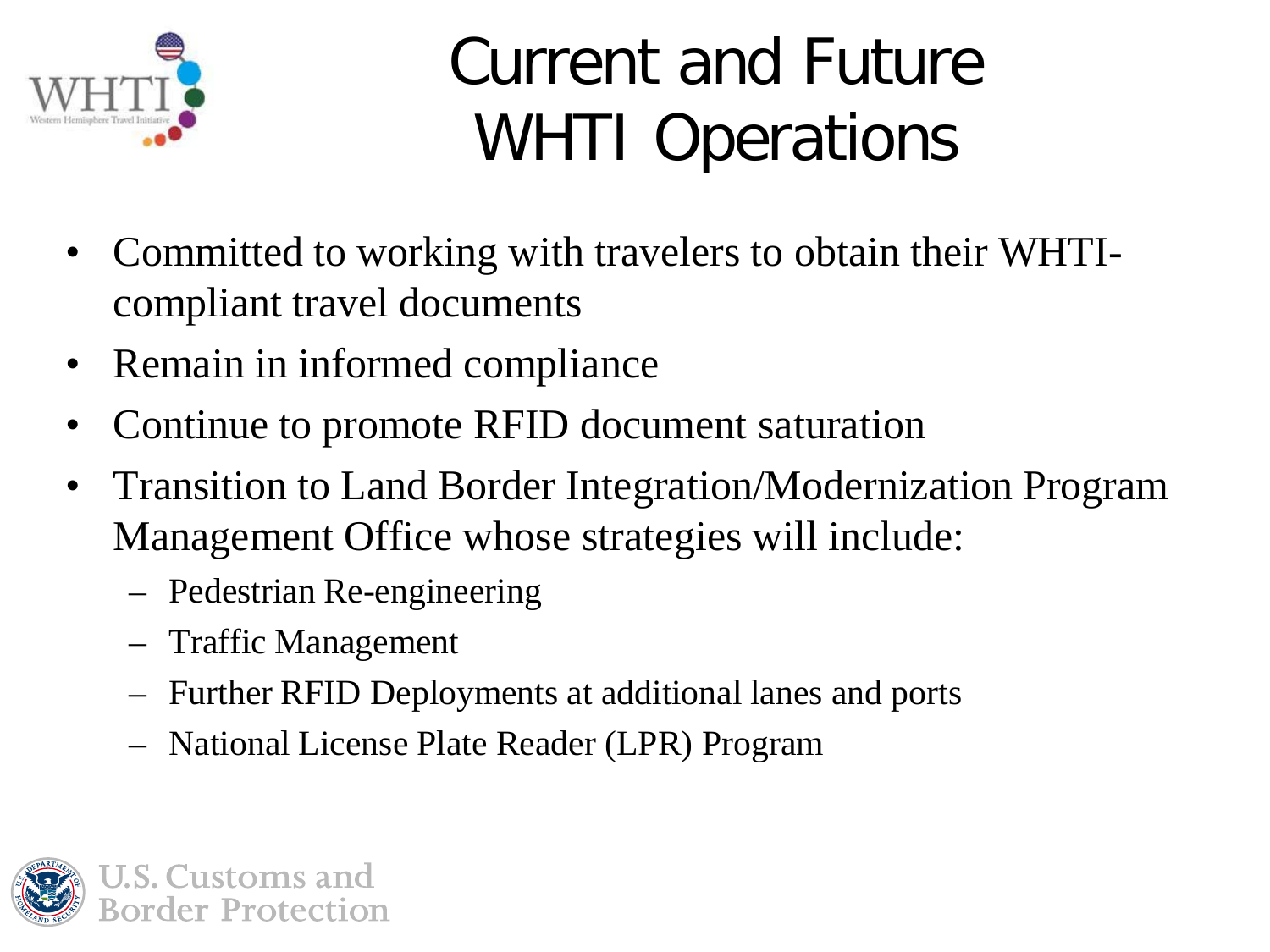# Current and Future WHTI Operations

- Committed to working with travelers to obtain their WHTI-compliant travel documents
- Remain in informed compliance
- Continue to promote RFID document saturation
- Transition to Land Border Integration/Modernization Program Management Office whose strategies will include:
  - Pedestrian Re-engineering
  - Traffic Management
  - Further RFID Deployments at additional lanes and ports
  - National License Plate Reader (LPR) Program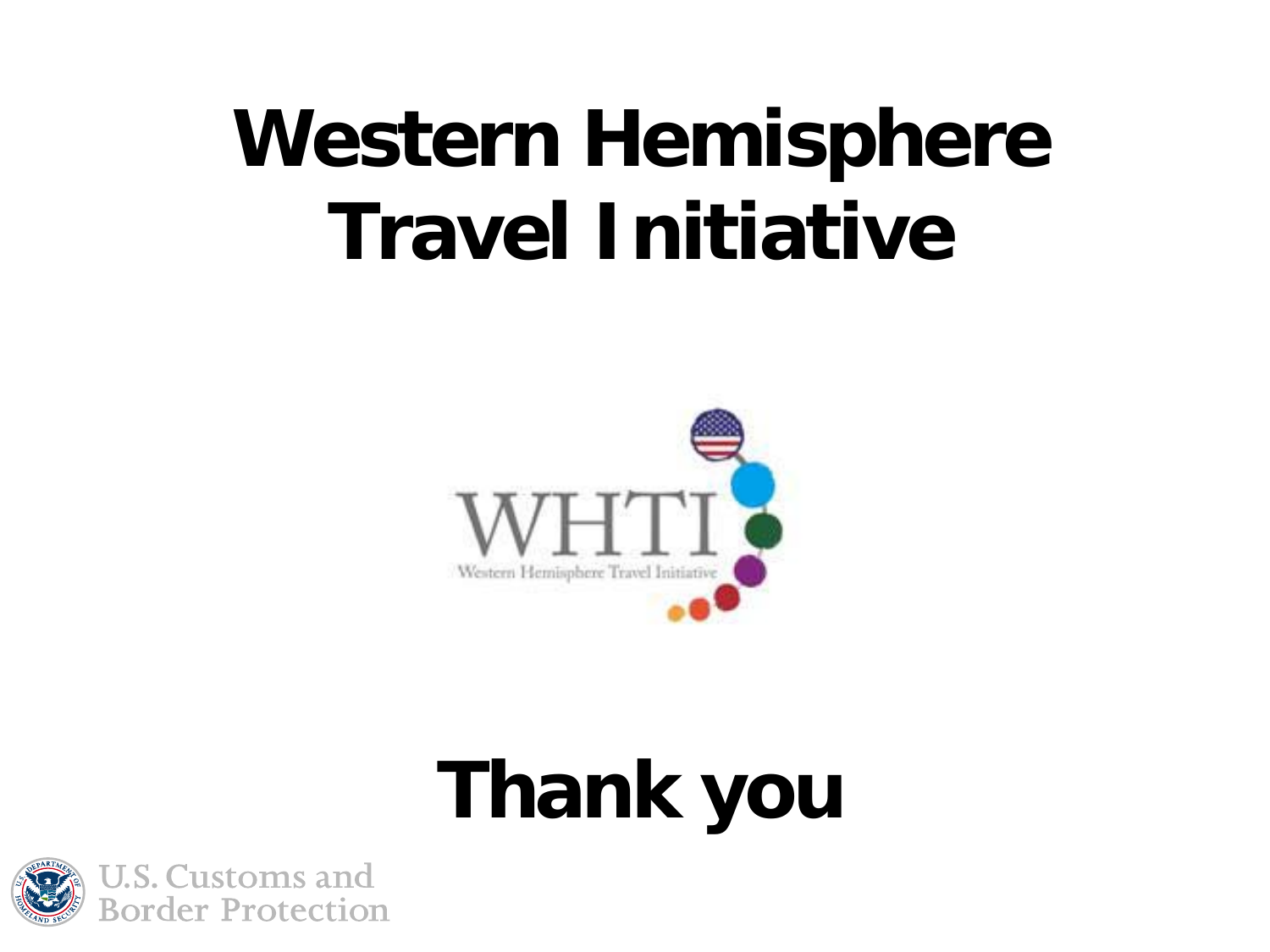# Western Hemisphere Travel Initiative

# Thank you